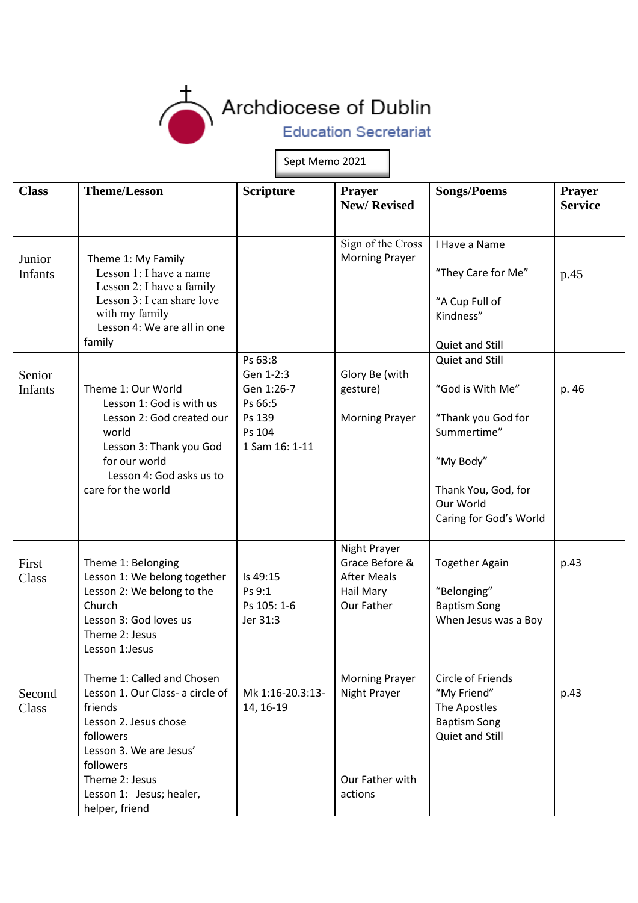Archdiocese of Dublin

Education Secretariat

Sept Memo 2021

| Class | Theme/Lesson | Scripture | Prayer New/ Revised | Songs/Poems | Prayer Service |
|---|---|---|---|---|---|
| Junior Infants | Theme 1: My Family<br>Lesson 1: I have a name<br>Lesson 2: I have a family<br>Lesson 3: I can share love with my family<br>Lesson 4: We are all in one family | | Sign of the Cross<br>Morning Prayer | I Have a Name<br><br>"They Care for Me"<br><br>"A Cup Full of Kindness"<br><br>Quiet and Still | p.45 |
| Senior Infants | Theme 1: Our World<br>Lesson 1: God is with us<br>Lesson 2: God created our world<br>Lesson 3: Thank you God for our world<br>Lesson 4: God asks us to care for the world | Ps 63:8<br>Gen 1-2:3<br>Gen 1:26-7<br>Ps 66:5<br>Ps 139<br>Ps 104<br>1 Sam 16: 1-11 | Glory Be (with gesture)<br><br>Morning Prayer | Quiet and Still<br><br>"God is With Me"<br><br>"Thank you God for Summertime"<br><br>"My Body"<br><br>Thank You, God, for Our World<br>Caring for God's World | p. 46 |
| First Class | Theme 1: Belonging<br>Lesson 1: We belong together<br>Lesson 2: We belong to the Church<br>Lesson 3: God loves us<br>Theme 2: Jesus<br>Lesson 1:Jesus | Is 49:15<br>Ps 9:1<br>Ps 105: 1-6<br>Jer 31:3 | Night Prayer<br>Grace Before & After Meals<br>Hail Mary<br>Our Father | Together Again<br><br>"Belonging"<br>Baptism Song<br>When Jesus was a Boy | p.43 |
| Second Class | Theme 1: Called and Chosen<br>Lesson 1. Our Class- a circle of friends<br>Lesson 2. Jesus chose followers<br>Lesson 3. We are Jesus' followers<br>Theme 2: Jesus<br>Lesson 1: Jesus; healer, helper, friend | Mk 1:16-20.3:13-14, 16-19 | Morning Prayer<br>Night Prayer<br><br>Our Father with actions | Circle of Friends<br>"My Friend"<br>The Apostles<br>Baptism Song<br>Quiet and Still | p.43 |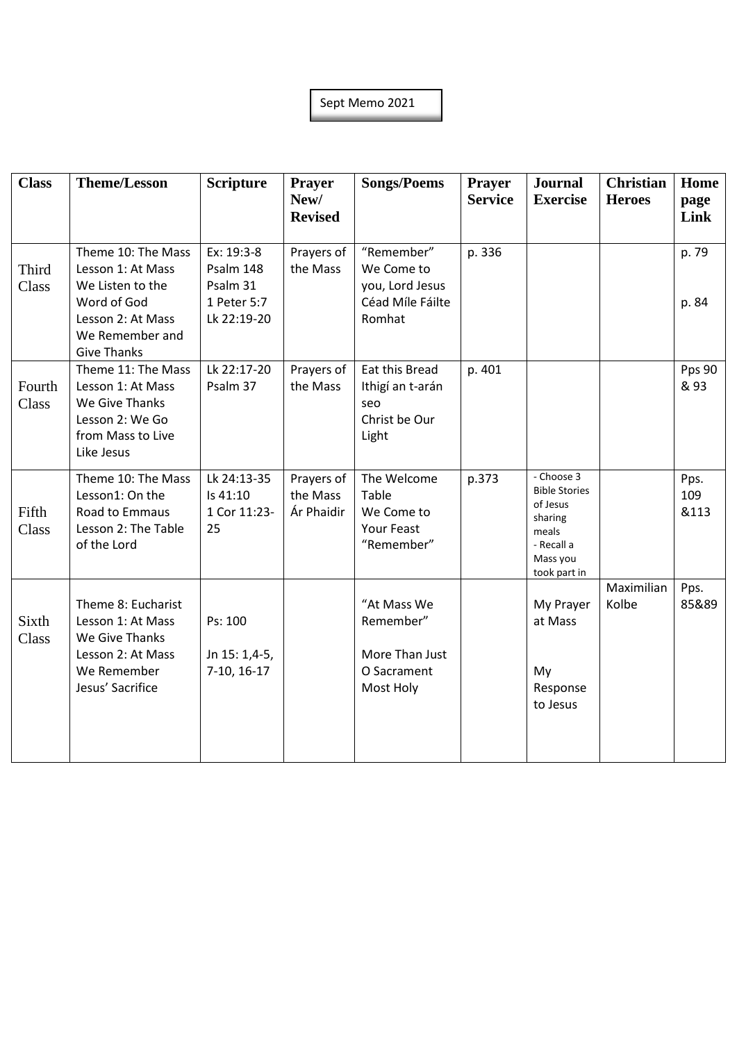Sept Memo 2021

| Class | Theme/Lesson | Scripture | Prayer New/ Revised | Songs/Poems | Prayer Service | Journal Exercise | Christian Heroes | Home page Link |
|---|---|---|---|---|---|---|---|---|
| Third Class | Theme 10: The Mass Lesson 1: At Mass We Listen to the Word of God Lesson 2: At Mass We Remember and Give Thanks | Ex: 19:3-8 Psalm 148 Psalm 31 1 Peter 5:7 Lk 22:19-20 | Prayers of the Mass | "Remember" We Come to you, Lord Jesus Céad Míle Fáilte Romhat | p. 336 | | | p. 79<br><br>p. 84 |
| Fourth Class | Theme 11: The Mass Lesson 1: At Mass We Give Thanks Lesson 2: We Go from Mass to Live Like Jesus | Lk 22:17-20 Psalm 37 | Prayers of the Mass | Eat this Bread Ithigí an t-arán seo Christ be Our Light | p. 401 | | | Pps 90 & 93 |
| Fifth Class | Theme 10: The Mass Lesson1: On the Road to Emmaus Lesson 2: The Table of the Lord | Lk 24:13-35 Is 41:10 1 Cor 11:23-25 | Prayers of the Mass Ár Phaidir | The Welcome Table We Come to Your Feast "Remember" | p.373 | - Choose 3 Bible Stories of Jesus sharing meals<br>- Recall a Mass you took part in | | Pps. 109 &113 |
| Sixth Class | Theme 8: Eucharist Lesson 1: At Mass We Give Thanks Lesson 2: At Mass We Remember Jesus' Sacrifice | Ps: 100<br><br>Jn 15: 1,4-5, 7-10, 16-17 | | "At Mass We Remember"<br><br>More Than Just O Sacrament Most Holy | | My Prayer at Mass<br><br>My Response to Jesus | Maximilian Kolbe | Pps. 85&89 |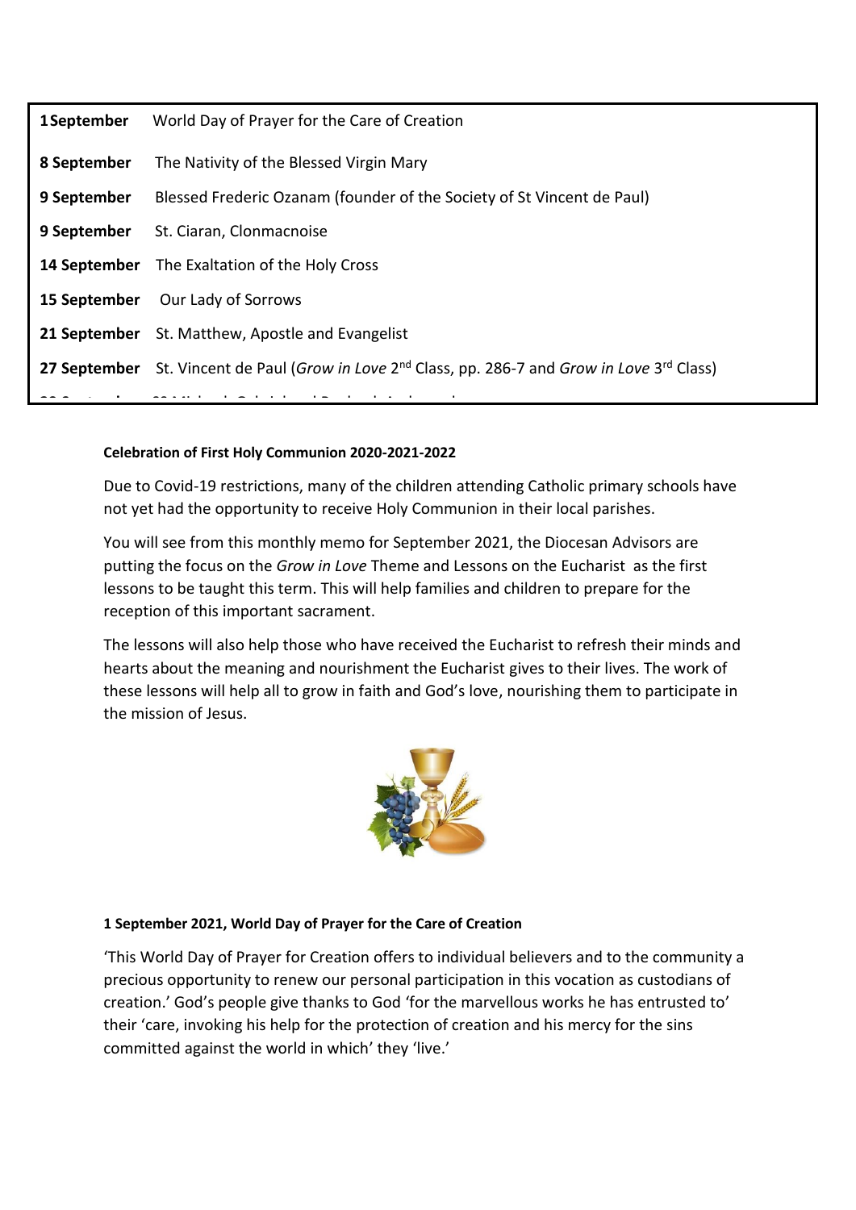| | |
|---|---|
| **1 September** | World Day of Prayer for the Care of Creation |
| **8 September** | The Nativity of the Blessed Virgin Mary |
| **9 September** | Blessed Frederic Ozanam (founder of the Society of St Vincent de Paul) |
| **9 September** | St. Ciaran, Clonmacnoise |
| **14 September** | The Exaltation of the Holy Cross |
| **15 September** | Our Lady of Sorrows |
| **21 September** | St. Matthew, Apostle and Evangelist |
| **27 September** | St. Vincent de Paul (*Grow in Love* 2nd Class, pp. 286-7 and *Grow in Love* 3rd Class) |

**Celebration of First Holy Communion 2020-2021-2022**

Due to Covid-19 restrictions, many of the children attending Catholic primary schools have not yet had the opportunity to receive Holy Communion in their local parishes.

You will see from this monthly memo for September 2021, the Diocesan Advisors are putting the focus on the *Grow in Love* Theme and Lessons on the Eucharist as the first lessons to be taught this term. This will help families and children to prepare for the reception of this important sacrament.

The lessons will also help those who have received the Eucharist to refresh their minds and hearts about the meaning and nourishment the Eucharist gives to their lives. The work of these lessons will help all to grow in faith and God's love, nourishing them to participate in the mission of Jesus.

**1 September 2021, World Day of Prayer for the Care of Creation**

'This World Day of Prayer for Creation offers to individual believers and to the community a precious opportunity to renew our personal participation in this vocation as custodians of creation.' God's people give thanks to God 'for the marvellous works he has entrusted to' their 'care, invoking his help for the protection of creation and his mercy for the sins committed against the world in which' they 'live.'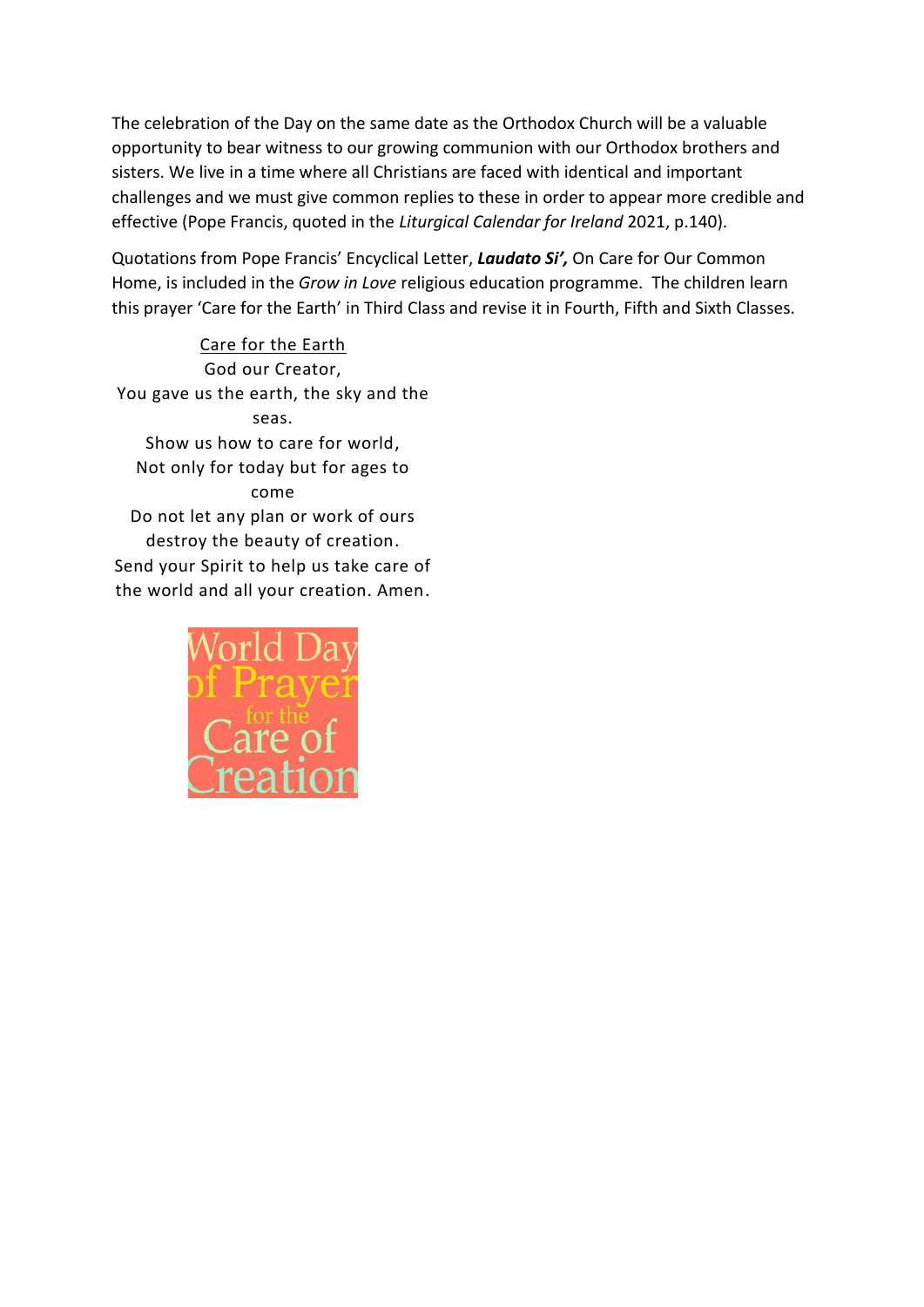The celebration of the Day on the same date as the Orthodox Church will be a valuable opportunity to bear witness to our growing communion with our Orthodox brothers and sisters. We live in a time where all Christians are faced with identical and important challenges and we must give common replies to these in order to appear more credible and effective (Pope Francis, quoted in the *Liturgical Calendar for Ireland* 2021, p.140).

Quotations from Pope Francis' Encyclical Letter, ***Laudato Si',*** On Care for Our Common Home, is included in the *Grow in Love* religious education programme. The children learn this prayer 'Care for the Earth' in Third Class and revise it in Fourth, Fifth and Sixth Classes.

<u>Care for the Earth</u>
God our Creator,
You gave us the earth, the sky and the seas.
Show us how to care for world,
Not only for today but for ages to come
Do not let any plan or work of ours destroy the beauty of creation.
Send your Spirit to help us take care of the world and all your creation. Amen.

World Day of Prayer for the Care of Creation